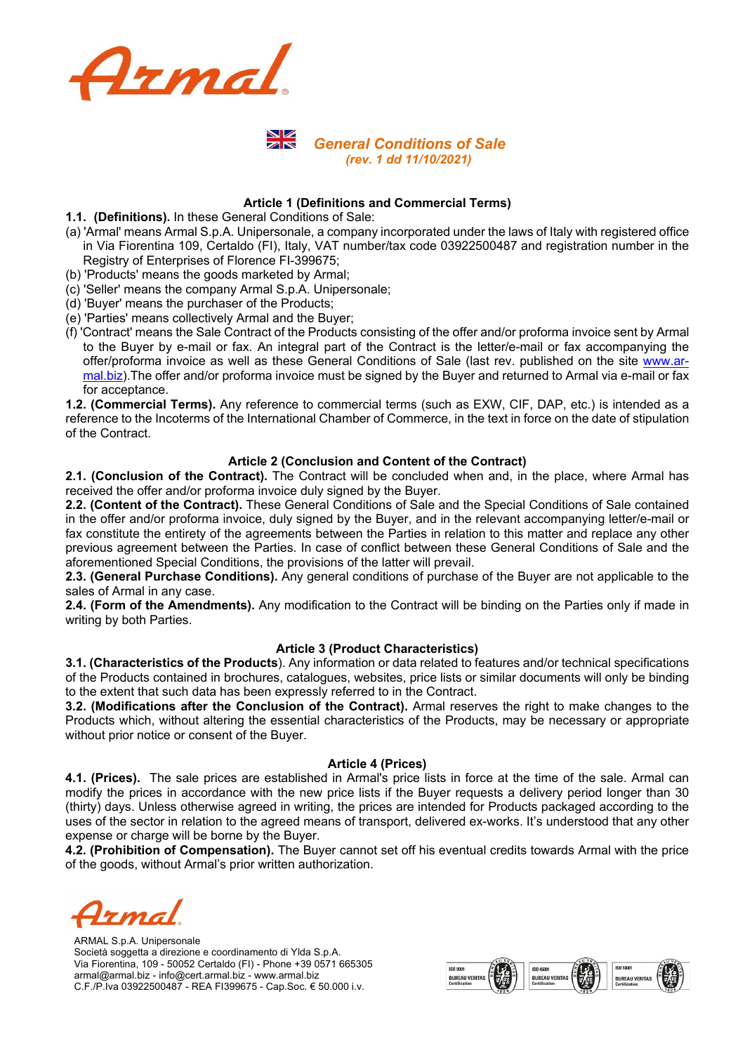# General Conditions of Sale

*(rev. 1 dd 11/10/2021)*

## Article 1 (Definitions and Commercial Terms)

**1.1. (Definitions).** In these General Conditions of Sale:

(a) 'Armal' means Armal S.p.A. Unipersonale, a company incorporated under the laws of Italy with registered office in Via Fiorentina 109, Certaldo (FI), Italy, VAT number/tax code 03922500487 and registration number in the Registry of Enterprises of Florence FI-399675;

(b) 'Products' means the goods marketed by Armal;

(c) 'Seller' means the company Armal S.p.A. Unipersonale;

(d) 'Buyer' means the purchaser of the Products;

(e) 'Parties' means collectively Armal and the Buyer;

(f) 'Contract' means the Sale Contract of the Products consisting of the offer and/or proforma invoice sent by Armal to the Buyer by e-mail or fax. An integral part of the Contract is the letter/e-mail or fax accompanying the offer/proforma invoice as well as these General Conditions of Sale (last rev. published on the site www.armal.biz).The offer and/or proforma invoice must be signed by the Buyer and returned to Armal via e-mail or fax for acceptance.

**1.2. (Commercial Terms).** Any reference to commercial terms (such as EXW, CIF, DAP, etc.) is intended as a reference to the Incoterms of the International Chamber of Commerce, in the text in force on the date of stipulation of the Contract.

## Article 2 (Conclusion and Content of the Contract)

**2.1. (Conclusion of the Contract).** The Contract will be concluded when and, in the place, where Armal has received the offer and/or proforma invoice duly signed by the Buyer.

**2.2. (Content of the Contract).** These General Conditions of Sale and the Special Conditions of Sale contained in the offer and/or proforma invoice, duly signed by the Buyer, and in the relevant accompanying letter/e-mail or fax constitute the entirety of the agreements between the Parties in relation to this matter and replace any other previous agreement between the Parties. In case of conflict between these General Conditions of Sale and the aforementioned Special Conditions, the provisions of the latter will prevail.

**2.3. (General Purchase Conditions).** Any general conditions of purchase of the Buyer are not applicable to the sales of Armal in any case.

**2.4. (Form of the Amendments).** Any modification to the Contract will be binding on the Parties only if made in writing by both Parties.

## Article 3 (Product Characteristics)

**3.1. (Characteristics of the Products**). Any information or data related to features and/or technical specifications of the Products contained in brochures, catalogues, websites, price lists or similar documents will only be binding to the extent that such data has been expressly referred to in the Contract.

**3.2. (Modifications after the Conclusion of the Contract).** Armal reserves the right to make changes to the Products which, without altering the essential characteristics of the Products, may be necessary or appropriate without prior notice or consent of the Buyer.

## Article 4 (Prices)

**4.1. (Prices).** The sale prices are established in Armal's price lists in force at the time of the sale. Armal can modify the prices in accordance with the new price lists if the Buyer requests a delivery period longer than 30 (thirty) days. Unless otherwise agreed in writing, the prices are intended for Products packaged according to the uses of the sector in relation to the agreed means of transport, delivered ex-works. It's understood that any other expense or charge will be borne by the Buyer.

**4.2. (Prohibition of Compensation).** The Buyer cannot set off his eventual credits towards Armal with the price of the goods, without Armal's prior written authorization.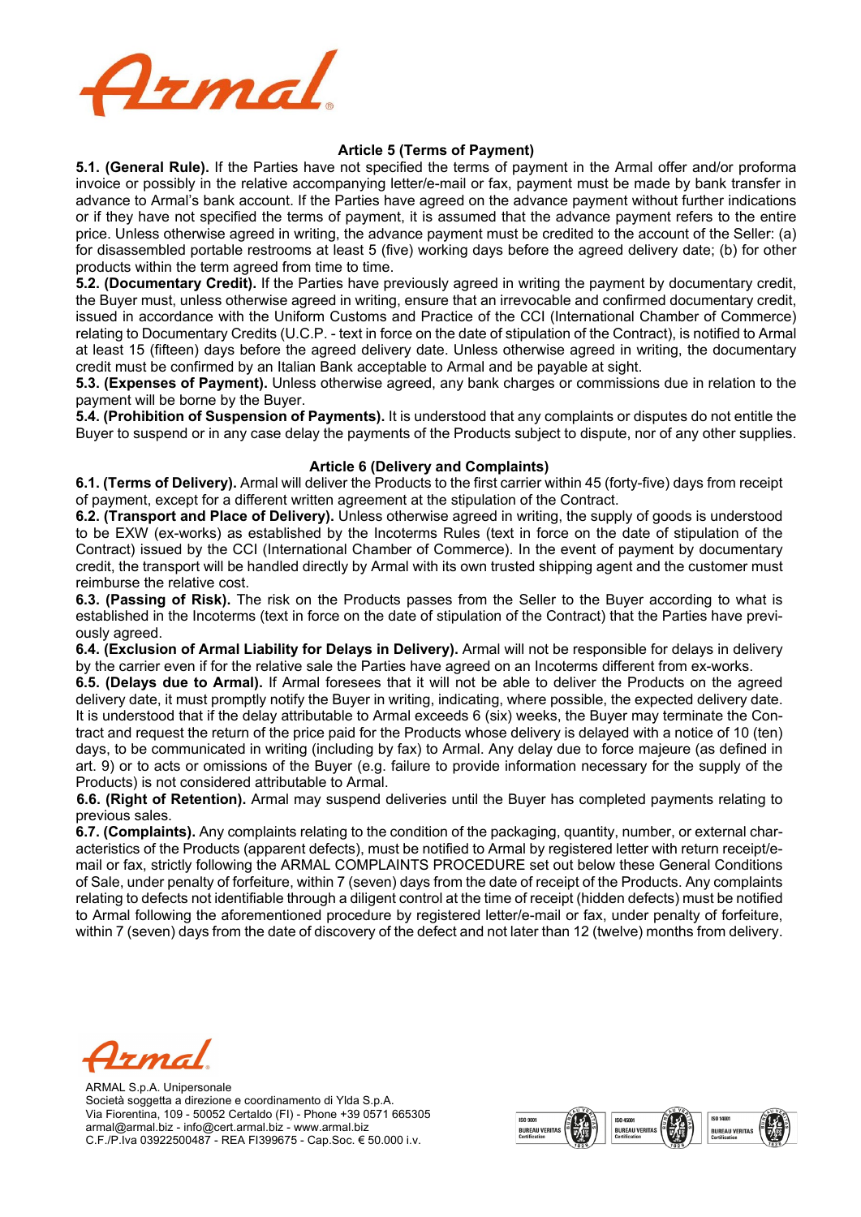### Article 5 (Terms of Payment)

**5.1. (General Rule).** If the Parties have not specified the terms of payment in the Armal offer and/or proforma invoice or possibly in the relative accompanying letter/e-mail or fax, payment must be made by bank transfer in advance to Armal's bank account. If the Parties have agreed on the advance payment without further indications or if they have not specified the terms of payment, it is assumed that the advance payment refers to the entire price. Unless otherwise agreed in writing, the advance payment must be credited to the account of the Seller: (a) for disassembled portable restrooms at least 5 (five) working days before the agreed delivery date; (b) for other products within the term agreed from time to time.

**5.2. (Documentary Credit).** If the Parties have previously agreed in writing the payment by documentary credit, the Buyer must, unless otherwise agreed in writing, ensure that an irrevocable and confirmed documentary credit, issued in accordance with the Uniform Customs and Practice of the CCI (International Chamber of Commerce) relating to Documentary Credits (U.C.P. - text in force on the date of stipulation of the Contract), is notified to Armal at least 15 (fifteen) days before the agreed delivery date. Unless otherwise agreed in writing, the documentary credit must be confirmed by an Italian Bank acceptable to Armal and be payable at sight.

**5.3. (Expenses of Payment).** Unless otherwise agreed, any bank charges or commissions due in relation to the payment will be borne by the Buyer.

**5.4. (Prohibition of Suspension of Payments).** It is understood that any complaints or disputes do not entitle the Buyer to suspend or in any case delay the payments of the Products subject to dispute, nor of any other supplies.

### Article 6 (Delivery and Complaints)

**6.1. (Terms of Delivery).** Armal will deliver the Products to the first carrier within 45 (forty-five) days from receipt of payment, except for a different written agreement at the stipulation of the Contract.

**6.2. (Transport and Place of Delivery).** Unless otherwise agreed in writing, the supply of goods is understood to be EXW (ex-works) as established by the Incoterms Rules (text in force on the date of stipulation of the Contract) issued by the CCI (International Chamber of Commerce). In the event of payment by documentary credit, the transport will be handled directly by Armal with its own trusted shipping agent and the customer must reimburse the relative cost.

**6.3. (Passing of Risk).** The risk on the Products passes from the Seller to the Buyer according to what is established in the Incoterms (text in force on the date of stipulation of the Contract) that the Parties have previously agreed.

**6.4. (Exclusion of Armal Liability for Delays in Delivery).** Armal will not be responsible for delays in delivery by the carrier even if for the relative sale the Parties have agreed on an Incoterms different from ex-works.

**6.5. (Delays due to Armal).** If Armal foresees that it will not be able to deliver the Products on the agreed delivery date, it must promptly notify the Buyer in writing, indicating, where possible, the expected delivery date. It is understood that if the delay attributable to Armal exceeds 6 (six) weeks, the Buyer may terminate the Contract and request the return of the price paid for the Products whose delivery is delayed with a notice of 10 (ten) days, to be communicated in writing (including by fax) to Armal. Any delay due to force majeure (as defined in art. 9) or to acts or omissions of the Buyer (e.g. failure to provide information necessary for the supply of the Products) is not considered attributable to Armal.

**6.6. (Right of Retention).** Armal may suspend deliveries until the Buyer has completed payments relating to previous sales.

**6.7. (Complaints).** Any complaints relating to the condition of the packaging, quantity, number, or external characteristics of the Products (apparent defects), must be notified to Armal by registered letter with return receipt/e-mail or fax, strictly following the ARMAL COMPLAINTS PROCEDURE set out below these General Conditions of Sale, under penalty of forfeiture, within 7 (seven) days from the date of receipt of the Products. Any complaints relating to defects not identifiable through a diligent control at the time of receipt (hidden defects) must be notified to Armal following the aforementioned procedure by registered letter/e-mail or fax, under penalty of forfeiture, within 7 (seven) days from the date of discovery of the defect and not later than 12 (twelve) months from delivery.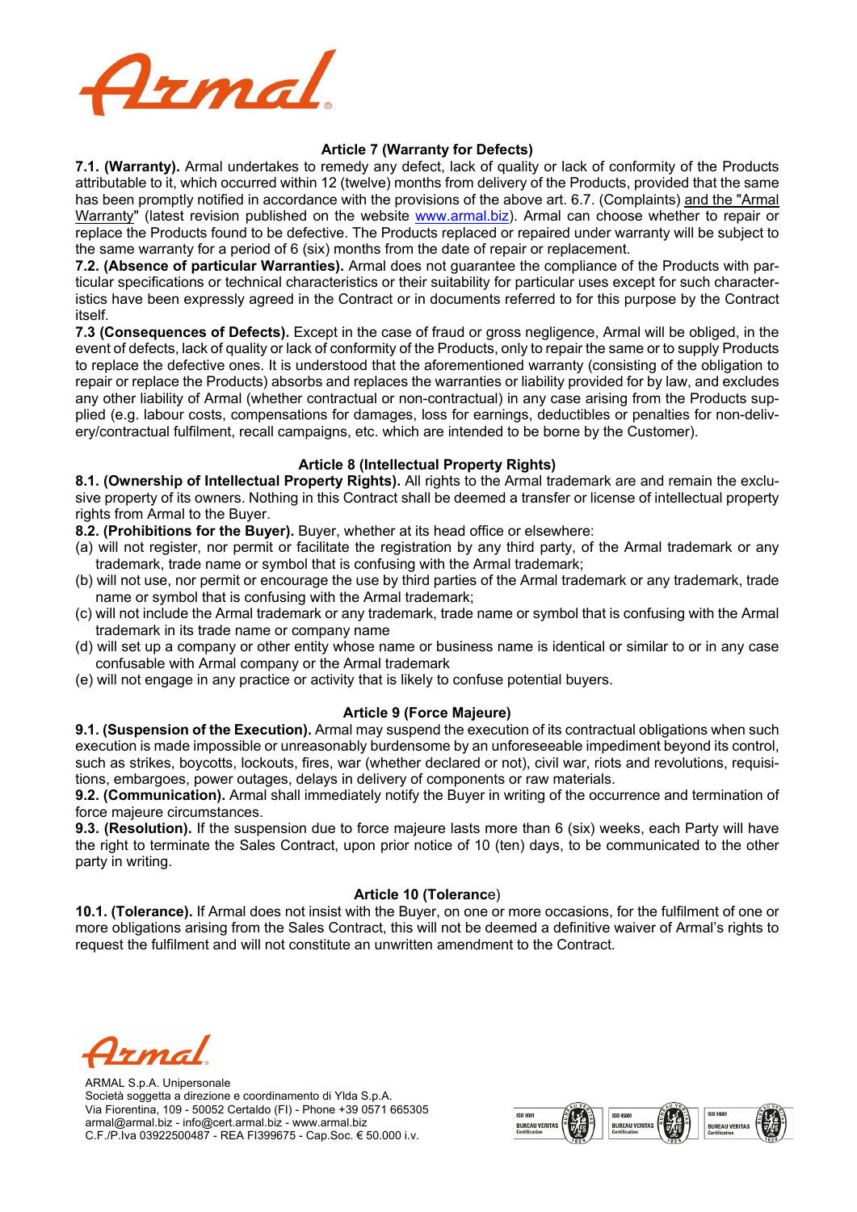### Article 7 (Warranty for Defects)

**7.1. (Warranty).** Armal undertakes to remedy any defect, lack of quality or lack of conformity of the Products attributable to it, which occurred within 12 (twelve) months from delivery of the Products, provided that the same has been promptly notified in accordance with the provisions of the above art. 6.7. (Complaints) and the "Armal Warranty" (latest revision published on the website www.armal.biz). Armal can choose whether to repair or replace the Products found to be defective. The Products replaced or repaired under warranty will be subject to the same warranty for a period of 6 (six) months from the date of repair or replacement.

**7.2. (Absence of particular Warranties).** Armal does not guarantee the compliance of the Products with particular specifications or technical characteristics or their suitability for particular uses except for such characteristics have been expressly agreed in the Contract or in documents referred to for this purpose by the Contract itself.

**7.3 (Consequences of Defects).** Except in the case of fraud or gross negligence, Armal will be obliged, in the event of defects, lack of quality or lack of conformity of the Products, only to repair the same or to supply Products to replace the defective ones. It is understood that the aforementioned warranty (consisting of the obligation to repair or replace the Products) absorbs and replaces the warranties or liability provided for by law, and excludes any other liability of Armal (whether contractual or non-contractual) in any case arising from the Products supplied (e.g. labour costs, compensations for damages, loss for earnings, deductibles or penalties for non-delivery/contractual fulfilment, recall campaigns, etc. which are intended to be borne by the Customer).

### Article 8 (Intellectual Property Rights)

**8.1. (Ownership of Intellectual Property Rights).** All rights to the Armal trademark are and remain the exclusive property of its owners. Nothing in this Contract shall be deemed a transfer or license of intellectual property rights from Armal to the Buyer.

**8.2. (Prohibitions for the Buyer).** Buyer, whether at its head office or elsewhere:

(a) will not register, nor permit or facilitate the registration by any third party, of the Armal trademark or any trademark, trade name or symbol that is confusing with the Armal trademark;
(b) will not use, nor permit or encourage the use by third parties of the Armal trademark or any trademark, trade name or symbol that is confusing with the Armal trademark;
(c) will not include the Armal trademark or any trademark, trade name or symbol that is confusing with the Armal trademark in its trade name or company name
(d) will set up a company or other entity whose name or business name is identical or similar to or in any case confusable with Armal company or the Armal trademark
(e) will not engage in any practice or activity that is likely to confuse potential buyers.

### Article 9 (Force Majeure)

**9.1. (Suspension of the Execution).** Armal may suspend the execution of its contractual obligations when such execution is made impossible or unreasonably burdensome by an unforeseeable impediment beyond its control, such as strikes, boycotts, lockouts, fires, war (whether declared or not), civil war, riots and revolutions, requisitions, embargoes, power outages, delays in delivery of components or raw materials.

**9.2. (Communication).** Armal shall immediately notify the Buyer in writing of the occurrence and termination of force majeure circumstances.

**9.3. (Resolution).** If the suspension due to force majeure lasts more than 6 (six) weeks, each Party will have the right to terminate the Sales Contract, upon prior notice of 10 (ten) days, to be communicated to the other party in writing.

### Article 10 (Tolerance)

**10.1. (Tolerance).** If Armal does not insist with the Buyer, on one or more occasions, for the fulfilment of one or more obligations arising from the Sales Contract, this will not be deemed a definitive waiver of Armal's rights to request the fulfilment and will not constitute an unwritten amendment to the Contract.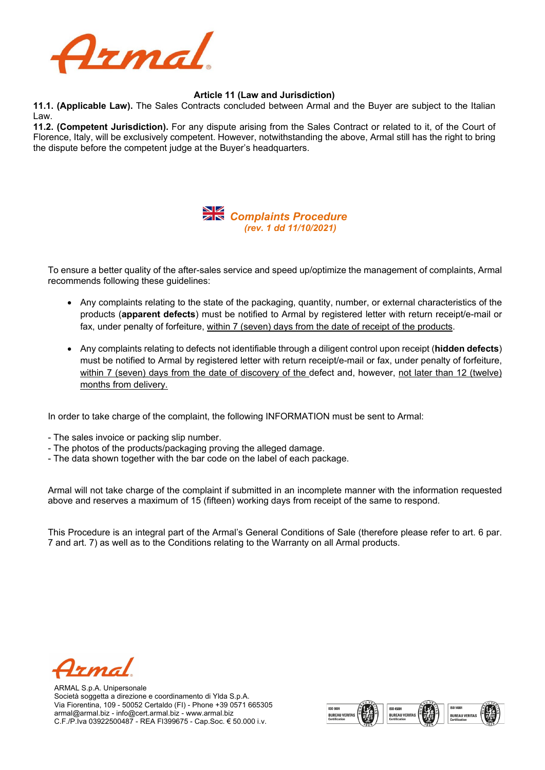### Article 11 (Law and Jurisdiction)

**11.1. (Applicable Law).** The Sales Contracts concluded between Armal and the Buyer are subject to the Italian Law.

**11.2. (Competent Jurisdiction).** For any dispute arising from the Sales Contract or related to it, of the Court of Florence, Italy, will be exclusively competent. However, notwithstanding the above, Armal still has the right to bring the dispute before the competent judge at the Buyer's headquarters.

## *Complaints Procedure*

***(rev. 1 dd 11/10/2021)***

To ensure a better quality of the after-sales service and speed up/optimize the management of complaints, Armal recommends following these guidelines:

- Any complaints relating to the state of the packaging, quantity, number, or external characteristics of the products (**apparent defects**) must be notified to Armal by registered letter with return receipt/e-mail or fax, under penalty of forfeiture, within 7 (seven) days from the date of receipt of the products.
- Any complaints relating to defects not identifiable through a diligent control upon receipt (**hidden defects**) must be notified to Armal by registered letter with return receipt/e-mail or fax, under penalty of forfeiture, within 7 (seven) days from the date of discovery of the defect and, however, not later than 12 (twelve) months from delivery.

In order to take charge of the complaint, the following INFORMATION must be sent to Armal:

- The sales invoice or packing slip number.
- The photos of the products/packaging proving the alleged damage.
- The data shown together with the bar code on the label of each package.

Armal will not take charge of the complaint if submitted in an incomplete manner with the information requested above and reserves a maximum of 15 (fifteen) working days from receipt of the same to respond.

This Procedure is an integral part of the Armal's General Conditions of Sale (therefore please refer to art. 6 par. 7 and art. 7) as well as to the Conditions relating to the Warranty on all Armal products.